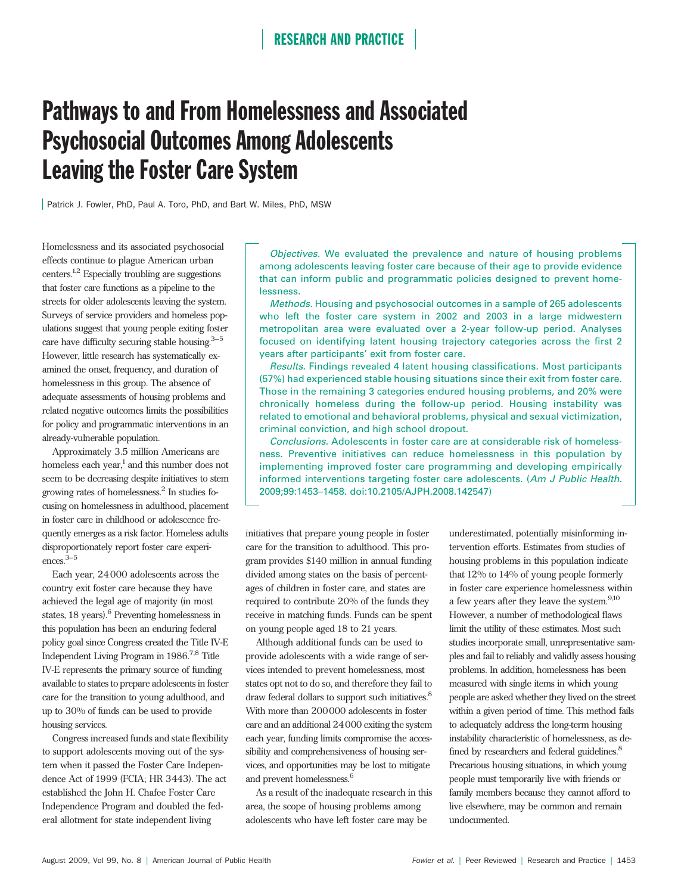# Pathways to and From Homelessness and Associated Psychosocial Outcomes Among Adolescents Leaving the Foster Care System

Patrick J. Fowler, PhD, Paul A. Toro, PhD, and Bart W. Miles, PhD, MSW

*Objectives.* We evaluated the prevalence and nature of housing problems among adolescents leaving foster care because of their age to provide evidence that can inform public and programmatic policies designed to prevent homelessness.

*Methods.* Housing and psychosocial outcomes in a sample of 265 adolescents who left the foster care system in 2002 and 2003 in a large midwestern metropolitan area were evaluated over a 2-year follow-up period. Analyses focused on identifying latent housing trajectory categories across the first 2 years after participants' exit from foster care.

*Results.* Findings revealed 4 latent housing classifications. Most participants (57%) had experienced stable housing situations since their exit from foster care. Those in the remaining 3 categories endured housing problems, and 20% were chronically homeless during the follow-up period. Housing instability was related to emotional and behavioral problems, physical and sexual victimization, criminal conviction, and high school dropout.

*Conclusions.* Adolescents in foster care are at considerable risk of homelessness. Preventive initiatives can reduce homelessness in this population by implementing improved foster care programming and developing empirically informed interventions targeting foster care adolescents. (*Am J Public Health.* 2009;99:1453–1458. doi:10.2105/AJPH.2008.142547)

Homelessness and its associated psychosocial effects continue to plague American urban centers.[1,2] Especially troubling are suggestions that foster care functions as a pipeline to the streets for older adolescents leaving the system. Surveys of service providers and homeless populations suggest that young people exiting foster care have difficulty securing stable housing.[3–5] However, little research has systematically examined the onset, frequency, and duration of homelessness in this group. The absence of adequate assessments of housing problems and related negative outcomes limits the possibilities for policy and programmatic interventions in an already-vulnerable population.

Approximately 3.5 million Americans are homeless each year,[1] and this number does not seem to be decreasing despite initiatives to stem growing rates of homelessness.[2] In studies focusing on homelessness in adulthood, placement in foster care in childhood or adolescence frequently emerges as a risk factor. Homeless adults disproportionately report foster care experiences.[3–5]

Each year, 24 000 adolescents across the country exit foster care because they have achieved the legal age of majority (in most states, 18 years).[6] Preventing homelessness in this population has been an enduring federal policy goal since Congress created the Title IV-E Independent Living Program in 1986.[7,8] Title IV-E represents the primary source of funding available to states to prepare adolescents in foster care for the transition to young adulthood, and up to 30% of funds can be used to provide housing services.

Congress increased funds and state flexibility to support adolescents moving out of the system when it passed the Foster Care Independence Act of 1999 (FCIA; HR 3443). The act established the John H. Chafee Foster Care Independence Program and doubled the federal allotment for state independent living initiatives that prepare young people in foster care for the transition to adulthood. This program provides $140 million in annual funding divided among states on the basis of percentages of children in foster care, and states are required to contribute 20% of the funds they receive in matching funds. Funds can be spent on young people aged 18 to 21 years.

Although additional funds can be used to provide adolescents with a wide range of services intended to prevent homelessness, most states opt not to do so, and therefore they fail to draw federal dollars to support such initiatives.[8] With more than 200 000 adolescents in foster care and an additional 24 000 exiting the system each year, funding limits compromise the accessibility and comprehensiveness of housing services, and opportunities may be lost to mitigate and prevent homelessness.[6]

As a result of the inadequate research in this area, the scope of housing problems among adolescents who have left foster care may be underestimated, potentially misinforming intervention efforts. Estimates from studies of housing problems in this population indicate that 12% to 14% of young people formerly in foster care experience homelessness within a few years after they leave the system.[9,10] However, a number of methodological flaws limit the utility of these estimates. Most such studies incorporate small, unrepresentative samples and fail to reliably and validly assess housing problems. In addition, homelessness has been measured with single items in which young people are asked whether they lived on the street within a given period of time. This method fails to adequately address the long-term housing instability characteristic of homelessness, as defined by researchers and federal guidelines.[8] Precarious housing situations, in which young people must temporarily live with friends or family members because they cannot afford to live elsewhere, may be common and remain undocumented.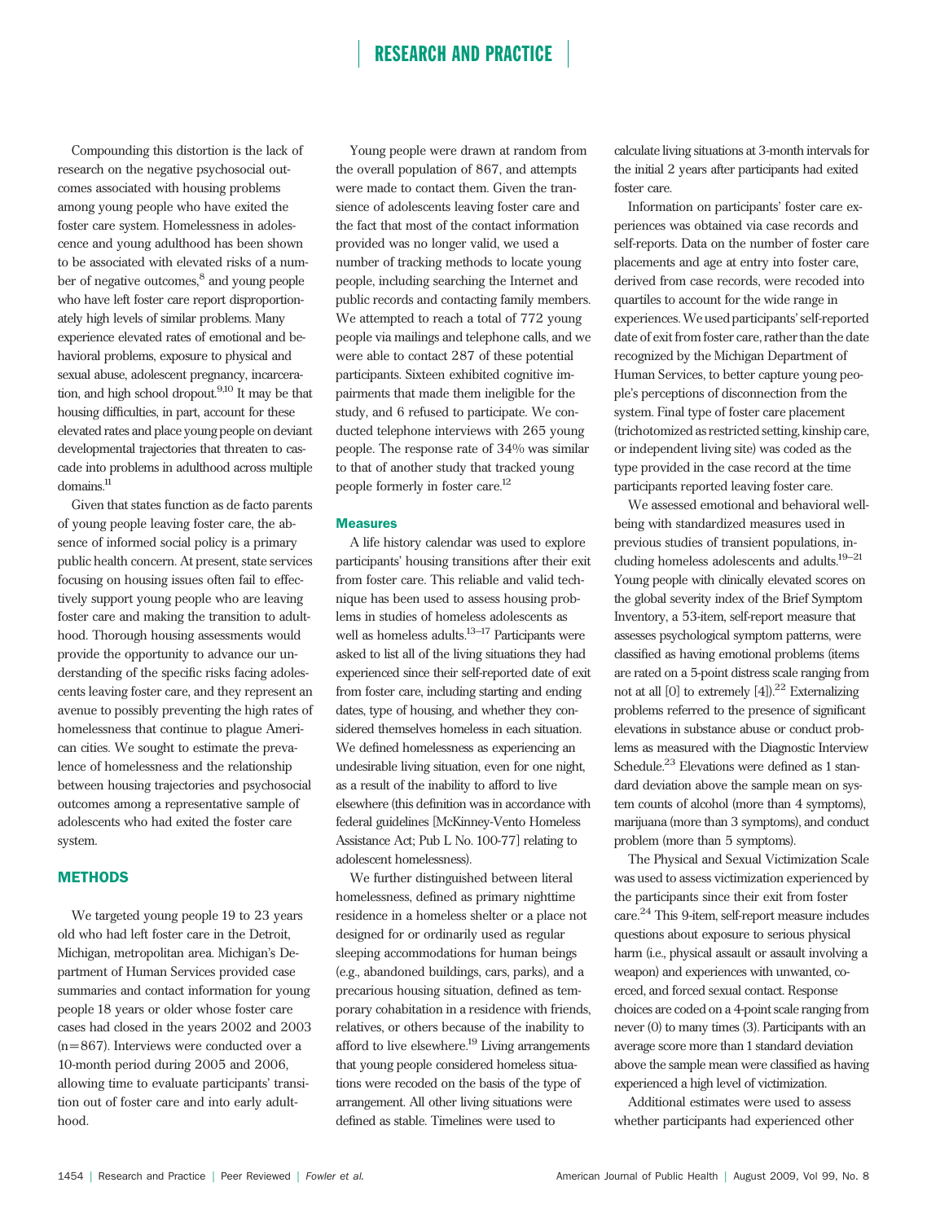Compounding this distortion is the lack of research on the negative psychosocial outcomes associated with housing problems among young people who have exited the foster care system. Homelessness in adolescence and young adulthood has been shown to be associated with elevated risks of a number of negative outcomes,[8] and young people who have left foster care report disproportionately high levels of similar problems. Many experience elevated rates of emotional and behavioral problems, exposure to physical and sexual abuse, adolescent pregnancy, incarceration, and high school dropout.[9,10] It may be that housing difficulties, in part, account for these elevated rates and place young people on deviant developmental trajectories that threaten to cascade into problems in adulthood across multiple domains.[11]

Given that states function as de facto parents of young people leaving foster care, the absence of informed social policy is a primary public health concern. At present, state services focusing on housing issues often fail to effectively support young people who are leaving foster care and making the transition to adulthood. Thorough housing assessments would provide the opportunity to advance our understanding of the specific risks facing adolescents leaving foster care, and they represent an avenue to possibly preventing the high rates of homelessness that continue to plague American cities. We sought to estimate the prevalence of homelessness and the relationship between housing trajectories and psychosocial outcomes among a representative sample of adolescents who had exited the foster care system.

## METHODS

We targeted young people 19 to 23 years old who had left foster care in the Detroit, Michigan, metropolitan area. Michigan's Department of Human Services provided case summaries and contact information for young people 18 years or older whose foster care cases had closed in the years 2002 and 2003 (n=867). Interviews were conducted over a 10-month period during 2005 and 2006, allowing time to evaluate participants' transition out of foster care and into early adulthood.

Young people were drawn at random from the overall population of 867, and attempts were made to contact them. Given the transience of adolescents leaving foster care and the fact that most of the contact information provided was no longer valid, we used a number of tracking methods to locate young people, including searching the Internet and public records and contacting family members. We attempted to reach a total of 772 young people via mailings and telephone calls, and we were able to contact 287 of these potential participants. Sixteen exhibited cognitive impairments that made them ineligible for the study, and 6 refused to participate. We conducted telephone interviews with 265 young people. The response rate of 34% was similar to that of another study that tracked young people formerly in foster care.[12]

### Measures

A life history calendar was used to explore participants' housing transitions after their exit from foster care. This reliable and valid technique has been used to assess housing problems in studies of homeless adolescents as well as homeless adults.[13–17] Participants were asked to list all of the living situations they had experienced since their self-reported date of exit from foster care, including starting and ending dates, type of housing, and whether they considered themselves homeless in each situation. We defined homelessness as experiencing an undesirable living situation, even for one night, as a result of the inability to afford to live elsewhere (this definition was in accordance with federal guidelines [McKinney-Vento Homeless Assistance Act; Pub L No. 100-77] relating to adolescent homelessness).

We further distinguished between literal homelessness, defined as primary nighttime residence in a homeless shelter or a place not designed for or ordinarily used as regular sleeping accommodations for human beings (e.g., abandoned buildings, cars, parks), and a precarious housing situation, defined as temporary cohabitation in a residence with friends, relatives, or others because of the inability to afford to live elsewhere.[19] Living arrangements that young people considered homeless situations were recoded on the basis of the type of arrangement. All other living situations were defined as stable. Timelines were used to calculate living situations at 3-month intervals for the initial 2 years after participants had exited foster care.

Information on participants' foster care experiences was obtained via case records and self-reports. Data on the number of foster care placements and age at entry into foster care, derived from case records, were recoded into quartiles to account for the wide range in experiences. We used participants' self-reported date of exit from foster care, rather than the date recognized by the Michigan Department of Human Services, to better capture young people's perceptions of disconnection from the system. Final type of foster care placement (trichotomized as restricted setting, kinship care, or independent living site) was coded as the type provided in the case record at the time participants reported leaving foster care.

We assessed emotional and behavioral well-being with standardized measures used in previous studies of transient populations, including homeless adolescents and adults.[19–21] Young people with clinically elevated scores on the global severity index of the Brief Symptom Inventory, a 53-item, self-report measure that assesses psychological symptom patterns, were classified as having emotional problems (items are rated on a 5-point distress scale ranging from not at all [0] to extremely [4]).[22] Externalizing problems referred to the presence of significant elevations in substance abuse or conduct problems as measured with the Diagnostic Interview Schedule.[23] Elevations were defined as 1 standard deviation above the sample mean on system counts of alcohol (more than 4 symptoms), marijuana (more than 3 symptoms), and conduct problem (more than 5 symptoms).

The Physical and Sexual Victimization Scale was used to assess victimization experienced by the participants since their exit from foster care.[24] This 9-item, self-report measure includes questions about exposure to serious physical harm (i.e., physical assault or assault involving a weapon) and experiences with unwanted, coerced, and forced sexual contact. Response choices are coded on a 4-point scale ranging from never (0) to many times (3). Participants with an average score more than 1 standard deviation above the sample mean were classified as having experienced a high level of victimization.

Additional estimates were used to assess whether participants had experienced other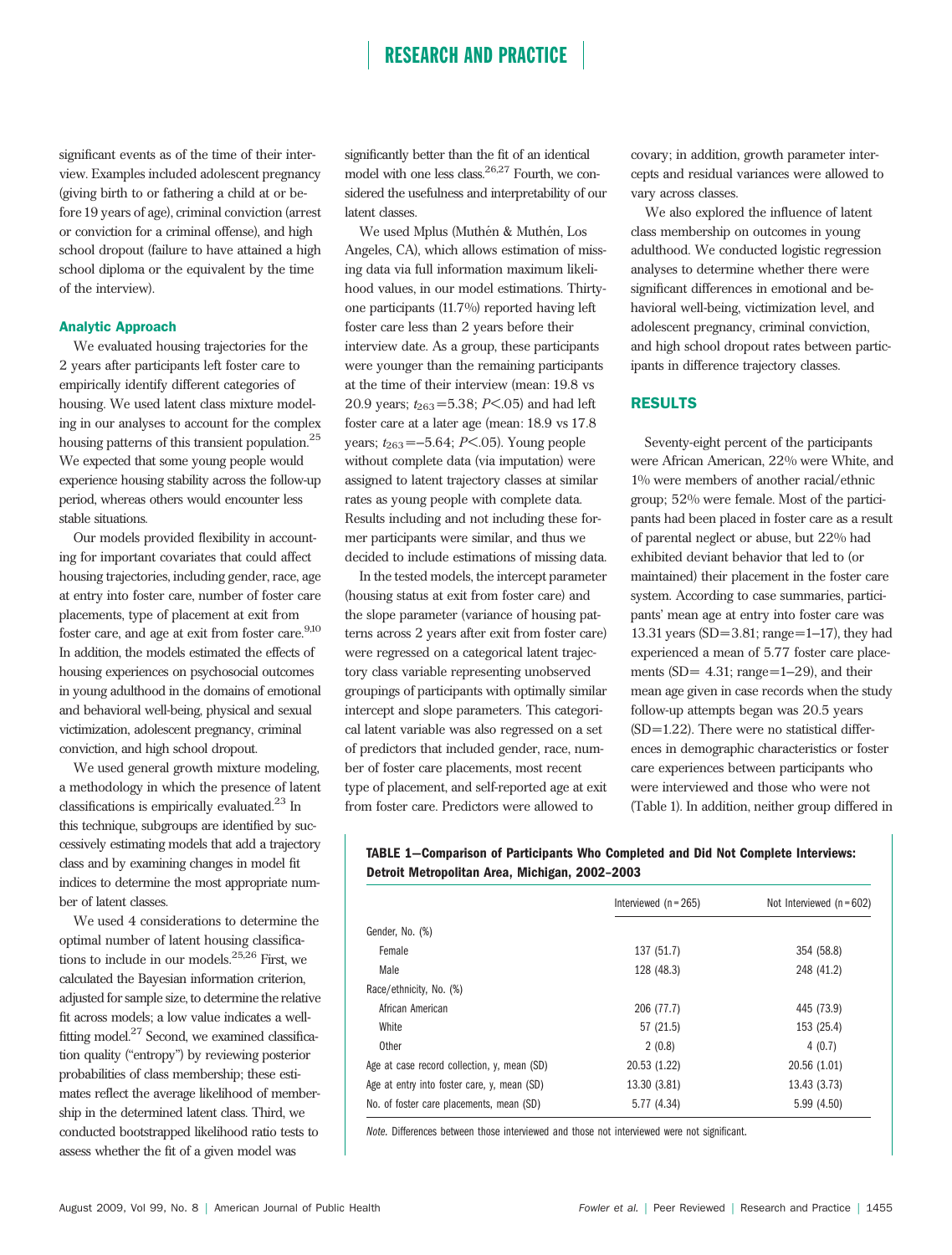significant events as of the time of their interview. Examples included adolescent pregnancy (giving birth to or fathering a child at or before 19 years of age), criminal conviction (arrest or conviction for a criminal offense), and high school dropout (failure to have attained a high school diploma or the equivalent by the time of the interview).

### Analytic Approach

We evaluated housing trajectories for the 2 years after participants left foster care to empirically identify different categories of housing. We used latent class mixture modeling in our analyses to account for the complex housing patterns of this transient population.[25] We expected that some young people would experience housing stability across the follow-up period, whereas others would encounter less stable situations.

Our models provided flexibility in accounting for important covariates that could affect housing trajectories, including gender, race, age at entry into foster care, number of foster care placements, type of placement at exit from foster care, and age at exit from foster care.[9,10] In addition, the models estimated the effects of housing experiences on psychosocial outcomes in young adulthood in the domains of emotional and behavioral well-being, physical and sexual victimization, adolescent pregnancy, criminal conviction, and high school dropout.

We used general growth mixture modeling, a methodology in which the presence of latent classifications is empirically evaluated.[23] In this technique, subgroups are identified by successively estimating models that add a trajectory class and by examining changes in model fit indices to determine the most appropriate number of latent classes.

We used 4 considerations to determine the optimal number of latent housing classifications to include in our models.[25,26] First, we calculated the Bayesian information criterion, adjusted for sample size, to determine the relative fit across models; a low value indicates a well-fitting model.[27] Second, we examined classification quality ("entropy") by reviewing posterior probabilities of class membership; these estimates reflect the average likelihood of membership in the determined latent class. Third, we conducted bootstrapped likelihood ratio tests to assess whether the fit of a given model was significantly better than the fit of an identical model with one less class.[26,27] Fourth, we considered the usefulness and interpretability of our latent classes.

We used Mplus (Muthén & Muthén, Los Angeles, CA), which allows estimation of missing data via full information maximum likelihood values, in our model estimations. Thirty-one participants (11.7%) reported having left foster care less than 2 years before their interview date. As a group, these participants were younger than the remaining participants at the time of their interview (mean: 19.8 vs 20.9 years; $t_{263}$=5.38; $P$<.05) and had left foster care at a later age (mean: 18.9 vs 17.8 years; $t_{263}$=−5.64; $P$<.05). Young people without complete data (via imputation) were assigned to latent trajectory classes at similar rates as young people with complete data. Results including and not including these former participants were similar, and thus we decided to include estimations of missing data.

In the tested models, the intercept parameter (housing status at exit from foster care) and the slope parameter (variance of housing patterns across 2 years after exit from foster care) were regressed on a categorical latent trajectory class variable representing unobserved groupings of participants with optimally similar intercept and slope parameters. This categorical latent variable was also regressed on a set of predictors that included gender, race, number of foster care placements, most recent type of placement, and self-reported age at exit from foster care. Predictors were allowed to covary; in addition, growth parameter intercepts and residual variances were allowed to vary across classes.

We also explored the influence of latent class membership on outcomes in young adulthood. We conducted logistic regression analyses to determine whether there were significant differences in emotional and behavioral well-being, victimization level, and adolescent pregnancy, criminal conviction, and high school dropout rates between participants in difference trajectory classes.

## RESULTS

Seventy-eight percent of the participants were African American, 22% were White, and 1% were members of another racial/ethnic group; 52% were female. Most of the participants had been placed in foster care as a result of parental neglect or abuse, but 22% had exhibited deviant behavior that led to (or maintained) their placement in the foster care system. According to case summaries, participants' mean age at entry into foster care was 13.31 years (SD=3.81; range=1–17), they had experienced a mean of 5.77 foster care placements (SD= 4.31; range=1–29), and their mean age given in case records when the study follow-up attempts began was 20.5 years (SD=1.22). There were no statistical differences in demographic characteristics or foster care experiences between participants who were interviewed and those who were not (Table 1). In addition, neither group differed in

**TABLE 1—Comparison of Participants Who Completed and Did Not Complete Interviews: Detroit Metropolitan Area, Michigan, 2002–2003**

| | Interviewed (n = 265) | Not Interviewed (n = 602) |
|---|---|---|
| Gender, No. (%) | | |
| Female | 137 (51.7) | 354 (58.8) |
| Male | 128 (48.3) | 248 (41.2) |
| Race/ethnicity, No. (%) | | |
| African American | 206 (77.7) | 445 (73.9) |
| White | 57 (21.5) | 153 (25.4) |
| Other | 2 (0.8) | 4 (0.7) |
| Age at case record collection, y, mean (SD) | 20.53 (1.22) | 20.56 (1.01) |
| Age at entry into foster care, y, mean (SD) | 13.30 (3.81) | 13.43 (3.73) |
| No. of foster care placements, mean (SD) | 5.77 (4.34) | 5.99 (4.50) |

*Note.* Differences between those interviewed and those not interviewed were not significant.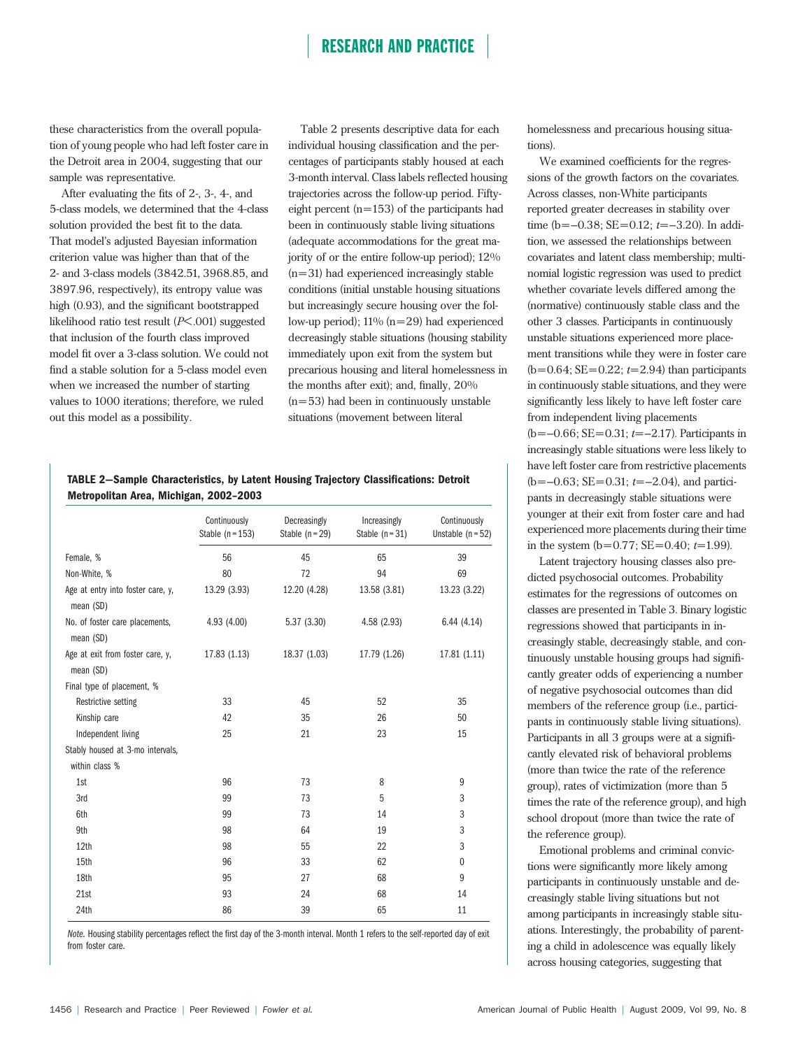these characteristics from the overall population of young people who had left foster care in the Detroit area in 2004, suggesting that our sample was representative.

After evaluating the fits of 2-, 3-, 4-, and 5-class models, we determined that the 4-class solution provided the best fit to the data. That model's adjusted Bayesian information criterion value was higher than that of the 2- and 3-class models (3842.51, 3968.85, and 3897.96, respectively), its entropy value was high (0.93), and the significant bootstrapped likelihood ratio test result ($P < .001$) suggested that inclusion of the fourth class improved model fit over a 3-class solution. We could not find a stable solution for a 5-class model even when we increased the number of starting values to 1000 iterations; therefore, we ruled out this model as a possibility.

Table 2 presents descriptive data for each individual housing classification and the percentages of participants stably housed at each 3-month interval. Class labels reflected housing trajectories across the follow-up period. Fifty-eight percent (n=153) of the participants had been in continuously stable living situations (adequate accommodations for the great majority of or the entire follow-up period); 12% (n=31) had experienced increasingly stable conditions (initial unstable housing situations but increasingly secure housing over the follow-up period); 11% (n=29) had experienced decreasingly stable situations (housing stability immediately upon exit from the system but precarious housing and literal homelessness in the months after exit); and, finally, 20% (n=53) had been in continuously unstable situations (movement between literal homelessness and precarious housing situations).

We examined coefficients for the regressions of the growth factors on the covariates. Across classes, non-White participants reported greater decreases in stability over time (b=–0.38; SE=0.12; $t$=–3.20). In addition, we assessed the relationships between covariates and latent class membership; multinomial logistic regression was used to predict whether covariate levels differed among the (normative) continuously stable class and the other 3 classes. Participants in continuously unstable situations experienced more placement transitions while they were in foster care (b=0.64; SE=0.22; $t$=2.94) than participants in continuously stable situations, and they were significantly less likely to have left foster care from independent living placements (b=–0.66; SE=0.31; $t$=–2.17). Participants in increasingly stable situations were less likely to have left foster care from restrictive placements (b=–0.63; SE=0.31; $t$=–2.04), and participants in decreasingly stable situations were younger at their exit from foster care and had experienced more placements during their time in the system (b=0.77; SE=0.40; $t$=1.99).

Latent trajectory housing classes also predicted psychosocial outcomes. Probability estimates for the regressions of outcomes on classes are presented in Table 3. Binary logistic regressions showed that participants in increasingly stable, decreasingly stable, and continuously unstable housing groups had significantly greater odds of experiencing a number of negative psychosocial outcomes than did members of the reference group (i.e., participants in continuously stable living situations). Participants in all 3 groups were at a significantly elevated risk of behavioral problems (more than twice the rate of the reference group), rates of victimization (more than 5 times the rate of the reference group), and high school dropout (more than twice the rate of the reference group).

Emotional problems and criminal convictions were significantly more likely among participants in continuously unstable and decreasingly stable living situations but not among participants in increasingly stable situations. Interestingly, the probability of parenting a child in adolescence was equally likely across housing categories, suggesting that

**TABLE 2—Sample Characteristics, by Latent Housing Trajectory Classifications: Detroit Metropolitan Area, Michigan, 2002–2003**

| | Continuously Stable (n = 153) | Decreasingly Stable (n = 29) | Increasingly Stable (n = 31) | Continuously Unstable (n = 52) |
|---|---|---|---|---|
| Female, % | 56 | 45 | 65 | 39 |
| Non-White, % | 80 | 72 | 94 | 69 |
| Age at entry into foster care, y, mean (SD) | 13.29 (3.93) | 12.20 (4.28) | 13.58 (3.81) | 13.23 (3.22) |
| No. of foster care placements, mean (SD) | 4.93 (4.00) | 5.37 (3.30) | 4.58 (2.93) | 6.44 (4.14) |
| Age at exit from foster care, y, mean (SD) | 17.83 (1.13) | 18.37 (1.03) | 17.79 (1.26) | 17.81 (1.11) |
| Final type of placement, % | | | | |
| Restrictive setting | 33 | 45 | 52 | 35 |
| Kinship care | 42 | 35 | 26 | 50 |
| Independent living | 25 | 21 | 23 | 15 |
| Stably housed at 3-mo intervals, within class % | | | | |
| 1st | 96 | 73 | 8 | 9 |
| 3rd | 99 | 73 | 5 | 3 |
| 6th | 99 | 73 | 14 | 3 |
| 9th | 98 | 64 | 19 | 3 |
| 12th | 98 | 55 | 22 | 3 |
| 15th | 96 | 33 | 62 | 0 |
| 18th | 95 | 27 | 68 | 9 |
| 21st | 93 | 24 | 68 | 14 |
| 24th | 86 | 39 | 65 | 11 |

*Note.* Housing stability percentages reflect the first day of the 3-month interval. Month 1 refers to the self-reported day of exit from foster care.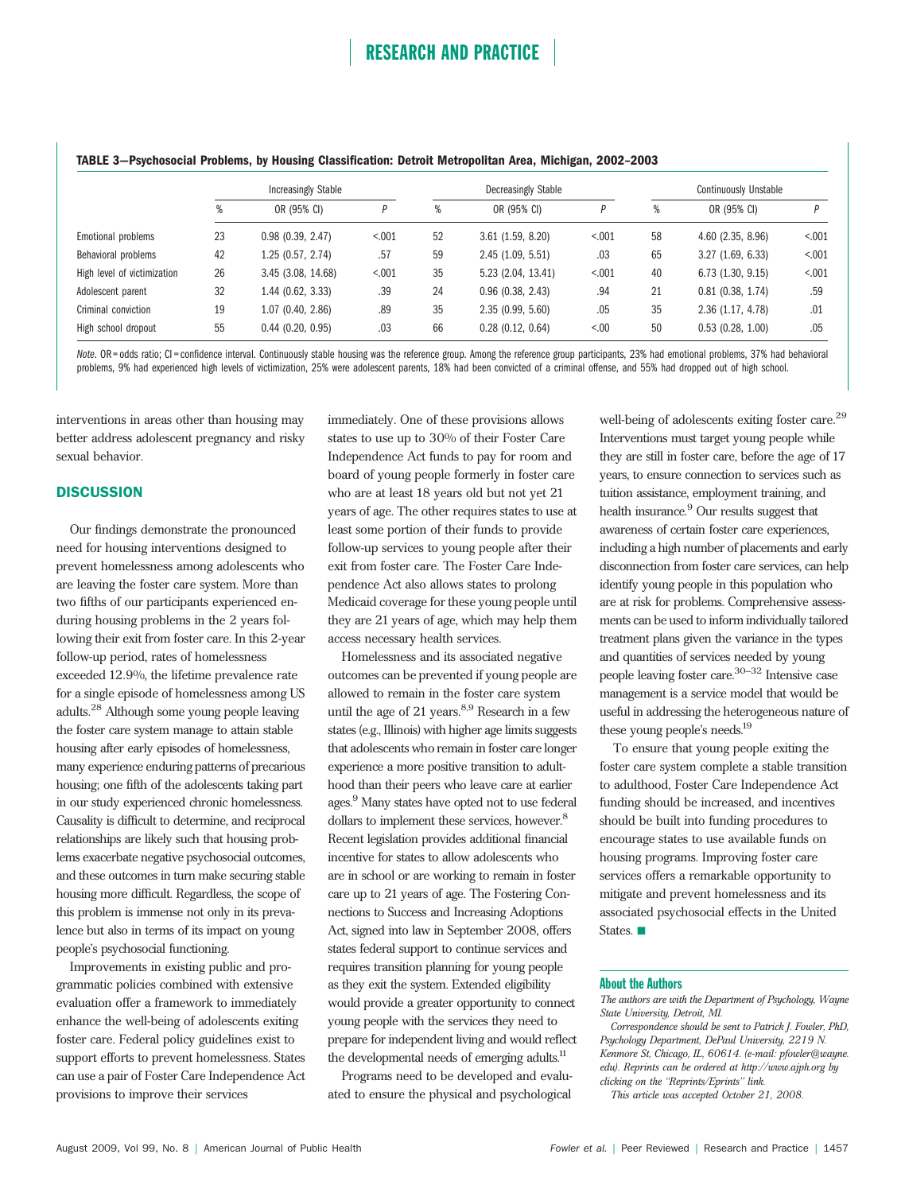**TABLE 3—Psychosocial Problems, by Housing Classification: Detroit Metropolitan Area, Michigan, 2002–2003**

| | Increasingly Stable | | | Decreasingly Stable | | | Continuously Unstable | | |
|---|---|---|---|---|---|---|---|---|---|
| | % | OR (95% CI) | P | % | OR (95% CI) | P | % | OR (95% CI) | P |
| Emotional problems | 23 | 0.98 (0.39, 2.47) | <.001 | 52 | 3.61 (1.59, 8.20) | <.001 | 58 | 4.60 (2.35, 8.96) | <.001 |
| Behavioral problems | 42 | 1.25 (0.57, 2.74) | .57 | 59 | 2.45 (1.09, 5.51) | .03 | 65 | 3.27 (1.69, 6.33) | <.001 |
| High level of victimization | 26 | 3.45 (3.08, 14.68) | <.001 | 35 | 5.23 (2.04, 13.41) | <.001 | 40 | 6.73 (1.30, 9.15) | <.001 |
| Adolescent parent | 32 | 1.44 (0.62, 3.33) | .39 | 24 | 0.96 (0.38, 2.43) | .94 | 21 | 0.81 (0.38, 1.74) | .59 |
| Criminal conviction | 19 | 1.07 (0.40, 2.86) | .89 | 35 | 2.35 (0.99, 5.60) | .05 | 35 | 2.36 (1.17, 4.78) | .01 |
| High school dropout | 55 | 0.44 (0.20, 0.95) | .03 | 66 | 0.28 (0.12, 0.64) | <.00 | 50 | 0.53 (0.28, 1.00) | .05 |

*Note.* OR = odds ratio; CI = confidence interval. Continuously stable housing was the reference group. Among the reference group participants, 23% had emotional problems, 37% had behavioral problems, 9% had experienced high levels of victimization, 25% were adolescent parents, 18% had been convicted of a criminal offense, and 55% had dropped out of high school.

interventions in areas other than housing may better address adolescent pregnancy and risky sexual behavior.

## DISCUSSION

Our findings demonstrate the pronounced need for housing interventions designed to prevent homelessness among adolescents who are leaving the foster care system. More than two fifths of our participants experienced enduring housing problems in the 2 years following their exit from foster care. In this 2-year follow-up period, rates of homelessness exceeded 12.9%, the lifetime prevalence rate for a single episode of homelessness among US adults.[28] Although some young people leaving the foster care system manage to attain stable housing after early episodes of homelessness, many experience enduring patterns of precarious housing; one fifth of the adolescents taking part in our study experienced chronic homelessness. Causality is difficult to determine, and reciprocal relationships are likely such that housing problems exacerbate negative psychosocial outcomes, and these outcomes in turn make securing stable housing more difficult. Regardless, the scope of this problem is immense not only in its prevalence but also in terms of its impact on young people's psychosocial functioning.

Improvements in existing public and programmatic policies combined with extensive evaluation offer a framework to immediately enhance the well-being of adolescents exiting foster care. Federal policy guidelines exist to support efforts to prevent homelessness. States can use a pair of Foster Care Independence Act provisions to improve their services immediately. One of these provisions allows states to use up to 30% of their Foster Care Independence Act funds to pay for room and board of young people formerly in foster care who are at least 18 years old but not yet 21 years of age. The other requires states to use at least some portion of their funds to provide follow-up services to young people after their exit from foster care. The Foster Care Independence Act also allows states to prolong Medicaid coverage for these young people until they are 21 years of age, which may help them access necessary health services.

Homelessness and its associated negative outcomes can be prevented if young people are allowed to remain in the foster care system until the age of 21 years.[8,9] Research in a few states (e.g., Illinois) with higher age limits suggests that adolescents who remain in foster care longer experience a more positive transition to adulthood than their peers who leave care at earlier ages.[9] Many states have opted not to use federal dollars to implement these services, however.[8] Recent legislation provides additional financial incentive for states to allow adolescents who are in school or are working to remain in foster care up to 21 years of age. The Fostering Connections to Success and Increasing Adoptions Act, signed into law in September 2008, offers states federal support to continue services and requires transition planning for young people as they exit the system. Extended eligibility would provide a greater opportunity to connect young people with the services they need to prepare for independent living and would reflect the developmental needs of emerging adults.[11]

Programs need to be developed and evaluated to ensure the physical and psychological well-being of adolescents exiting foster care.[29] Interventions must target young people while they are still in foster care, before the age of 17 years, to ensure connection to services such as tuition assistance, employment training, and health insurance.[9] Our results suggest that awareness of certain foster care experiences, including a high number of placements and early disconnection from foster care services, can help identify young people in this population who are at risk for problems. Comprehensive assessments can be used to inform individually tailored treatment plans given the variance in the types and quantities of services needed by young people leaving foster care.[30–32] Intensive case management is a service model that would be useful in addressing the heterogeneous nature of these young people's needs.[19]

To ensure that young people exiting the foster care system complete a stable transition to adulthood, Foster Care Independence Act funding should be increased, and incentives should be built into funding procedures to encourage states to use available funds on housing programs. Improving foster care services offers a remarkable opportunity to mitigate and prevent homelessness and its associated psychosocial effects in the United States. ■

### About the Authors

*The authors are with the Department of Psychology, Wayne State University, Detroit, MI.*

*Correspondence should be sent to Patrick J. Fowler, PhD, Psychology Department, DePaul University, 2219 N. Kenmore St, Chicago, IL, 60614. (e-mail: pfowler@wayne.edu). Reprints can be ordered at http://www.ajph.org by clicking on the "Reprints/Eprints" link.*

*This article was accepted October 21, 2008.*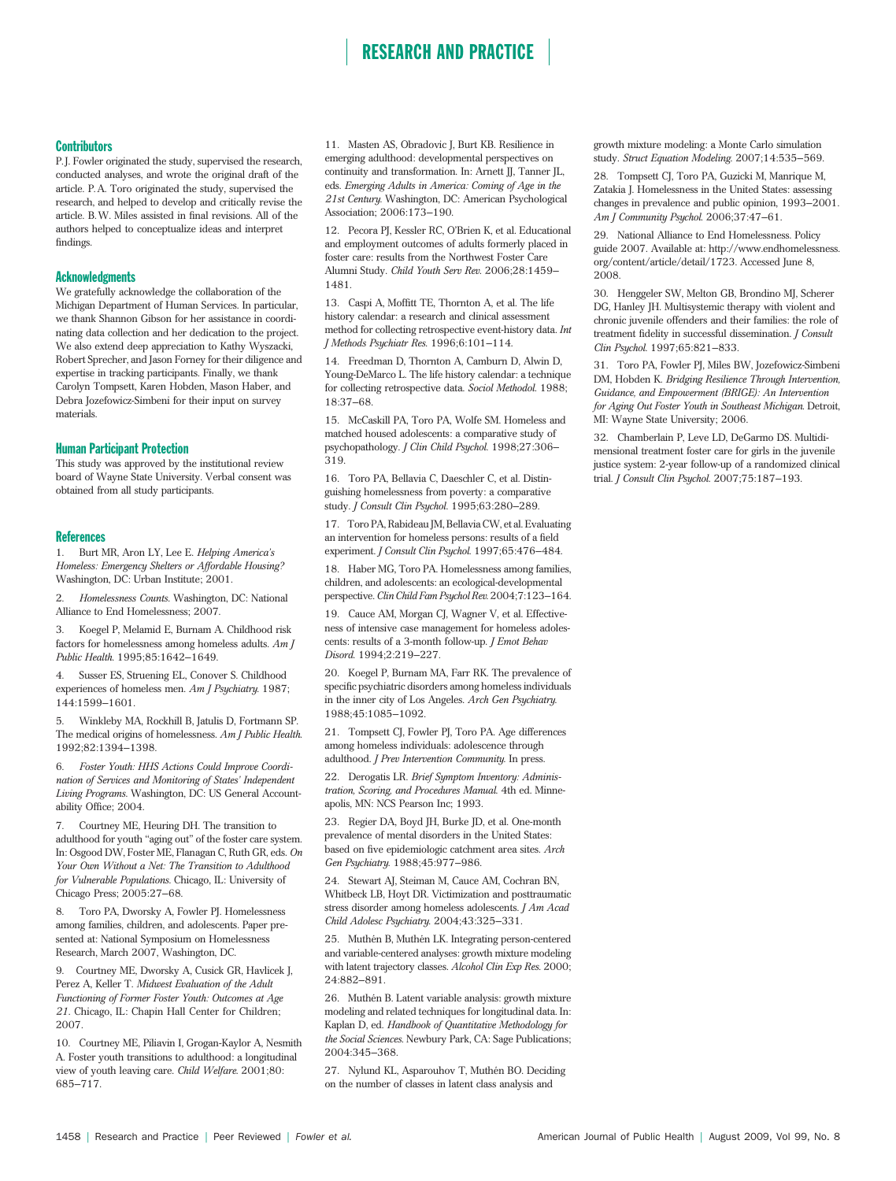## Contributors

P.J. Fowler originated the study, supervised the research, conducted analyses, and wrote the original draft of the article. P.A. Toro originated the study, supervised the research, and helped to develop and critically revise the article. B.W. Miles assisted in final revisions. All of the authors helped to conceptualize ideas and interpret findings.

## Acknowledgments

We gratefully acknowledge the collaboration of the Michigan Department of Human Services. In particular, we thank Shannon Gibson for her assistance in coordinating data collection and her dedication to the project. We also extend deep appreciation to Kathy Wyszacki, Robert Sprecher, and Jason Forney for their diligence and expertise in tracking participants. Finally, we thank Carolyn Tompsett, Karen Hobden, Mason Haber, and Debra Jozefowicz-Simbeni for their input on survey materials.

## Human Participant Protection

This study was approved by the institutional review board of Wayne State University. Verbal consent was obtained from all study participants.

## References

1. Burt MR, Aron LY, Lee E. *Helping America's Homeless: Emergency Shelters or Affordable Housing?* Washington, DC: Urban Institute; 2001.

2. *Homelessness Counts.* Washington, DC: National Alliance to End Homelessness; 2007.

3. Koegel P, Melamid E, Burnam A. Childhood risk factors for homelessness among homeless adults. *Am J Public Health.* 1995;85:1642–1649.

4. Susser ES, Struening EL, Conover S. Childhood experiences of homeless men. *Am J Psychiatry.* 1987; 144:1599–1601.

5. Winkleby MA, Rockhill B, Jatulis D, Fortmann SP. The medical origins of homelessness. *Am J Public Health.* 1992;82:1394–1398.

6. *Foster Youth: HHS Actions Could Improve Coordination of Services and Monitoring of States' Independent Living Programs.* Washington, DC: US General Accountability Office; 2004.

7. Courtney ME, Heuring DH. The transition to adulthood for youth "aging out" of the foster care system. In: Osgood DW, Foster ME, Flanagan C, Ruth GR, eds. *On Your Own Without a Net: The Transition to Adulthood for Vulnerable Populations.* Chicago, IL: University of Chicago Press; 2005:27–68.

8. Toro PA, Dworsky A, Fowler PJ. Homelessness among families, children, and adolescents. Paper presented at: National Symposium on Homelessness Research, March 2007, Washington, DC.

9. Courtney ME, Dworsky A, Cusick GR, Havlicek J, Perez A, Keller T. *Midwest Evaluation of the Adult Functioning of Former Foster Youth: Outcomes at Age 21.* Chicago, IL: Chapin Hall Center for Children; 2007.

10. Courtney ME, Piliavin I, Grogan-Kaylor A, Nesmith A. Foster youth transitions to adulthood: a longitudinal view of youth leaving care. *Child Welfare.* 2001;80: 685–717.

11. Masten AS, Obradovic J, Burt KB. Resilience in emerging adulthood: developmental perspectives on continuity and transformation. In: Arnett JJ, Tanner JL, eds. *Emerging Adults in America: Coming of Age in the 21st Century.* Washington, DC: American Psychological Association; 2006:173–190.

12. Pecora PJ, Kessler RC, O'Brien K, et al. Educational and employment outcomes of adults formerly placed in foster care: results from the Northwest Foster Care Alumni Study. *Child Youth Serv Rev.* 2006;28:1459–1481.

13. Caspi A, Moffitt TE, Thornton A, et al. The life history calendar: a research and clinical assessment method for collecting retrospective event-history data. *Int J Methods Psychiatr Res.* 1996;6:101–114.

14. Freedman D, Thornton A, Camburn D, Alwin D, Young-DeMarco L. The life history calendar: a technique for collecting retrospective data. *Sociol Methodol.* 1988; 18:37–68.

15. McCaskill PA, Toro PA, Wolfe SM. Homeless and matched housed adolescents: a comparative study of psychopathology. *J Clin Child Psychol.* 1998;27:306–319.

16. Toro PA, Bellavia C, Daeschler C, et al. Distinguishing homelessness from poverty: a comparative study. *J Consult Clin Psychol.* 1995;63:280–289.

17. Toro PA, Rabideau JM, Bellavia CW, et al. Evaluating an intervention for homeless persons: results of a field experiment. *J Consult Clin Psychol.* 1997;65:476–484.

18. Haber MG, Toro PA. Homelessness among families, children, and adolescents: an ecological-developmental perspective. *Clin Child Fam Psychol Rev.* 2004;7:123–164.

19. Cauce AM, Morgan CJ, Wagner V, et al. Effectiveness of intensive case management for homeless adolescents: results of a 3-month follow-up. *J Emot Behav Disord.* 1994;2:219–227.

20. Koegel P, Burnam MA, Farr RK. The prevalence of specific psychiatric disorders among homeless individuals in the inner city of Los Angeles. *Arch Gen Psychiatry.* 1988;45:1085–1092.

21. Tompsett CJ, Fowler PJ, Toro PA. Age differences among homeless individuals: adolescence through adulthood. *J Prev Intervention Community.* In press.

22. Derogatis LR. *Brief Symptom Inventory: Administration, Scoring, and Procedures Manual.* 4th ed. Minneapolis, MN: NCS Pearson Inc; 1993.

23. Regier DA, Boyd JH, Burke JD, et al. One-month prevalence of mental disorders in the United States: based on five epidemiologic catchment area sites. *Arch Gen Psychiatry.* 1988;45:977–986.

24. Stewart AJ, Steiman M, Cauce AM, Cochran BN, Whitbeck LB, Hoyt DR. Victimization and posttraumatic stress disorder among homeless adolescents. *J Am Acad Child Adolesc Psychiatry.* 2004;43:325–331.

25. Muthén B, Muthén LK. Integrating person-centered and variable-centered analyses: growth mixture modeling with latent trajectory classes. *Alcohol Clin Exp Res.* 2000; 24:882–891.

26. Muthén B. Latent variable analysis: growth mixture modeling and related techniques for longitudinal data. In: Kaplan D, ed. *Handbook of Quantitative Methodology for the Social Sciences.* Newbury Park, CA: Sage Publications; 2004:345–368.

27. Nylund KL, Asparouhov T, Muthén BO. Deciding on the number of classes in latent class analysis and growth mixture modeling: a Monte Carlo simulation study. *Struct Equation Modeling.* 2007;14:535–569.

28. Tompsett CJ, Toro PA, Guzicki M, Manrique M, Zatakia J. Homelessness in the United States: assessing changes in prevalence and public opinion, 1993–2001. *Am J Community Psychol.* 2006;37:47–61.

29. National Alliance to End Homelessness. Policy guide 2007. Available at: http://www.endhomelessness.org/content/article/detail/1723. Accessed June 8, 2008.

30. Henggeler SW, Melton GB, Brondino MJ, Scherer DG, Hanley JH. Multisystemic therapy with violent and chronic juvenile offenders and their families: the role of treatment fidelity in successful dissemination. *J Consult Clin Psychol.* 1997;65:821–833.

31. Toro PA, Fowler PJ, Miles BW, Jozefowicz-Simbeni DM, Hobden K. *Bridging Resilience Through Intervention, Guidance, and Empowerment (BRIGE): An Intervention for Aging Out Foster Youth in Southeast Michigan.* Detroit, MI: Wayne State University; 2006.

32. Chamberlain P, Leve LD, DeGarmo DS. Multidimensional treatment foster care for girls in the juvenile justice system: 2-year follow-up of a randomized clinical trial. *J Consult Clin Psychol.* 2007;75:187–193.